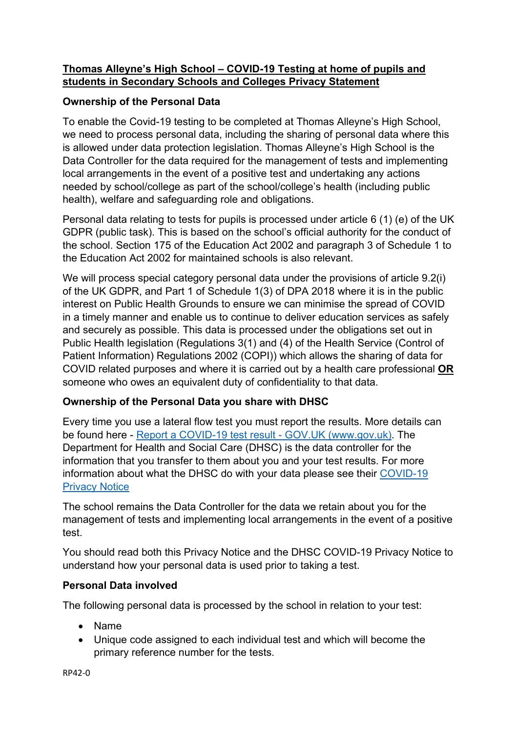# Thomas Alleyne's High School – COVID-19 Testing at home of pupils and students in Secondary Schools and Colleges Privacy Statement

## Ownership of the Personal Data

To enable the Covid-19 testing to be completed at Thomas Alleyne's High School, we need to process personal data, including the sharing of personal data where this is allowed under data protection legislation. Thomas Alleyne's High School is the Data Controller for the data required for the management of tests and implementing local arrangements in the event of a positive test and undertaking any actions needed by school/college as part of the school/college's health (including public health), welfare and safeguarding role and obligations.

Personal data relating to tests for pupils is processed under article 6 (1) (e) of the UK GDPR (public task). This is based on the school's official authority for the conduct of the school. Section 175 of the Education Act 2002 and paragraph 3 of Schedule 1 to the Education Act 2002 for maintained schools is also relevant.

We will process special category personal data under the provisions of article 9.2(i) of the UK GDPR, and Part 1 of Schedule 1(3) of DPA 2018 where it is in the public interest on Public Health Grounds to ensure we can minimise the spread of COVID in a timely manner and enable us to continue to deliver education services as safely and securely as possible. This data is processed under the obligations set out in Public Health legislation (Regulations 3(1) and (4) of the Health Service (Control of Patient Information) Regulations 2002 (COPI)) which allows the sharing of data for COVID related purposes and where it is carried out by a health care professional **OR** someone who owes an equivalent duty of confidentiality to that data.

## Ownership of the Personal Data you share with DHSC

Every time you use a lateral flow test you must report the results. More details can be found here - Report a COVID-19 test result - GOV.UK (www.gov.uk). The Department for Health and Social Care (DHSC) is the data controller for the information that you transfer to them about you and your test results. For more information about what the DHSC do with your data please see their COVID-19 Privacy Notice

The school remains the Data Controller for the data we retain about you for the management of tests and implementing local arrangements in the event of a positive test.

You should read both this Privacy Notice and the DHSC COVID-19 Privacy Notice to understand how your personal data is used prior to taking a test.

## Personal Data involved

The following personal data is processed by the school in relation to your test:

- Name
- Unique code assigned to each individual test and which will become the primary reference number for the tests.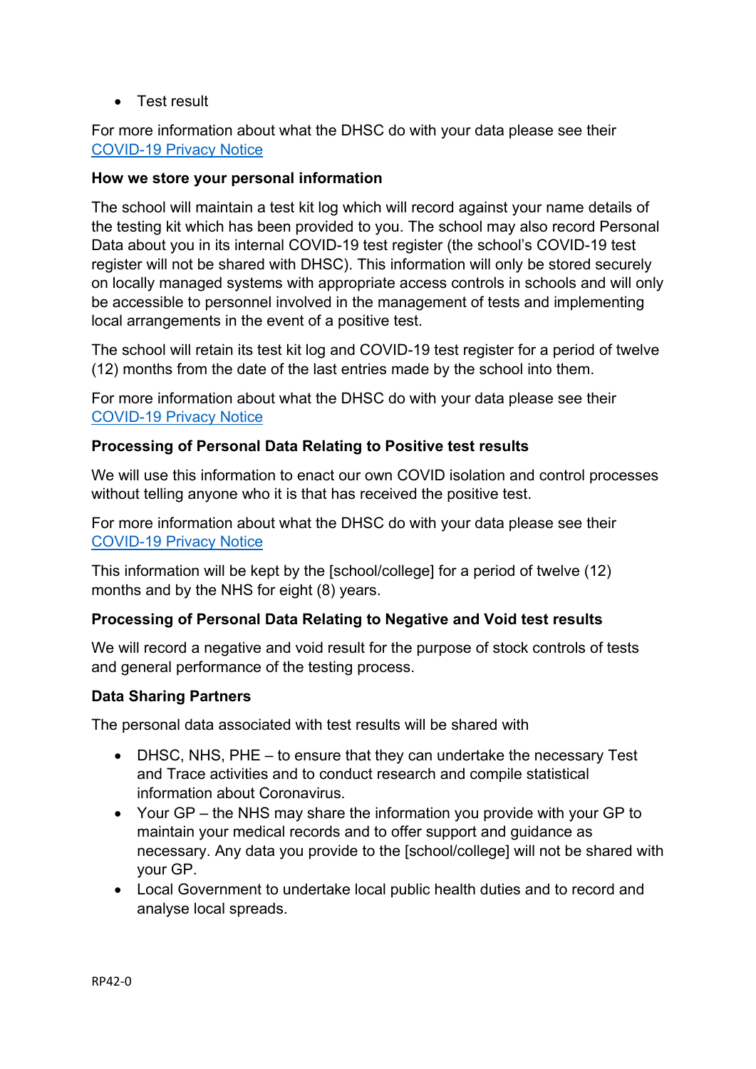- Test result

For more information about what the DHSC do with your data please see their [COVID-19 Privacy Notice]

**How we store your personal information**

The school will maintain a test kit log which will record against your name details of the testing kit which has been provided to you. The school may also record Personal Data about you in its internal COVID-19 test register (the school's COVID-19 test register will not be shared with DHSC). This information will only be stored securely on locally managed systems with appropriate access controls in schools and will only be accessible to personnel involved in the management of tests and implementing local arrangements in the event of a positive test.

The school will retain its test kit log and COVID-19 test register for a period of twelve (12) months from the date of the last entries made by the school into them.

For more information about what the DHSC do with your data please see their [COVID-19 Privacy Notice]

**Processing of Personal Data Relating to Positive test results**

We will use this information to enact our own COVID isolation and control processes without telling anyone who it is that has received the positive test.

For more information about what the DHSC do with your data please see their [COVID-19 Privacy Notice]

This information will be kept by the [school/college] for a period of twelve (12) months and by the NHS for eight (8) years.

**Processing of Personal Data Relating to Negative and Void test results**

We will record a negative and void result for the purpose of stock controls of tests and general performance of the testing process.

**Data Sharing Partners**

The personal data associated with test results will be shared with

- DHSC, NHS, PHE – to ensure that they can undertake the necessary Test and Trace activities and to conduct research and compile statistical information about Coronavirus.
- Your GP – the NHS may share the information you provide with your GP to maintain your medical records and to offer support and guidance as necessary. Any data you provide to the [school/college] will not be shared with your GP.
- Local Government to undertake local public health duties and to record and analyse local spreads.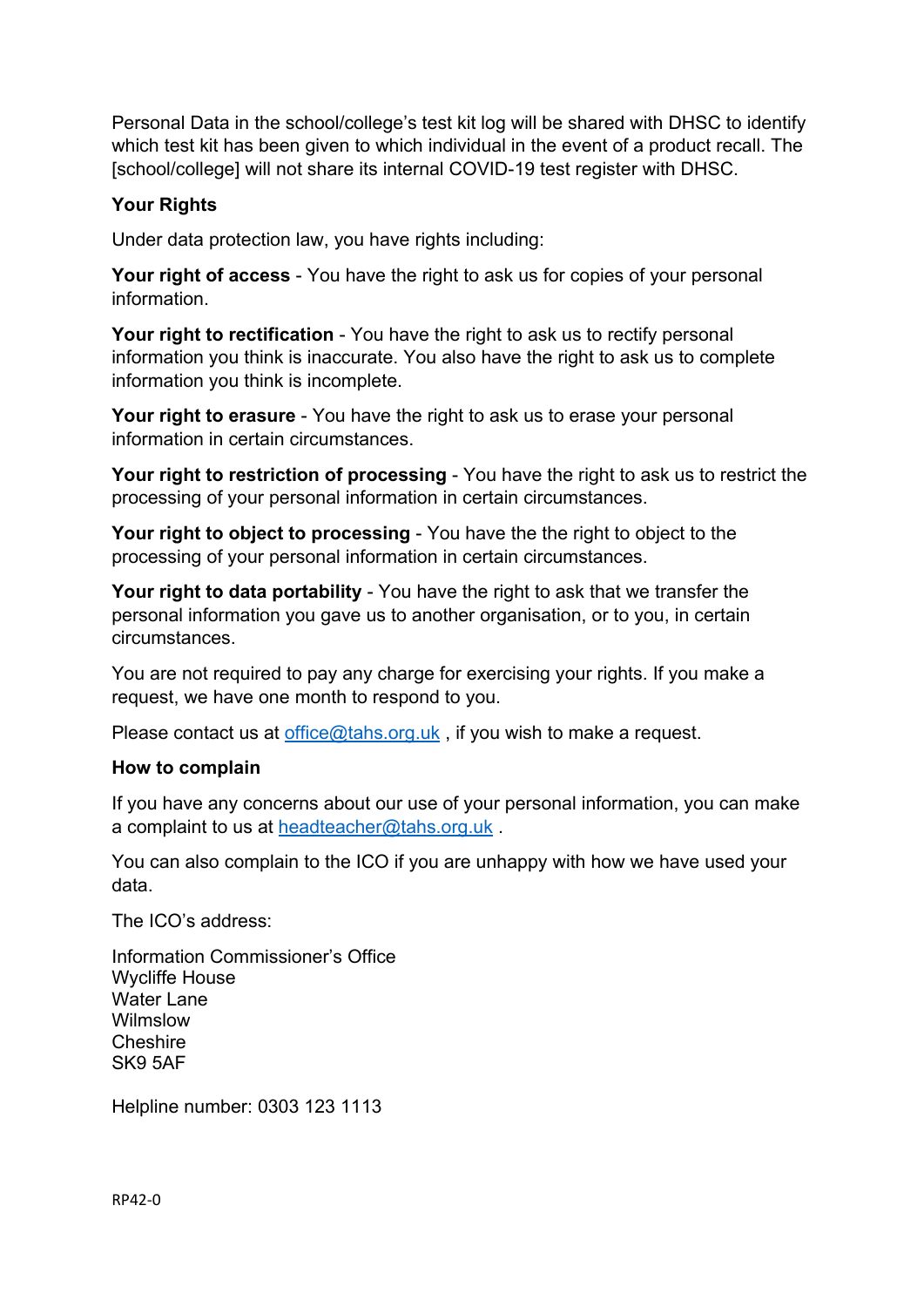Personal Data in the school/college's test kit log will be shared with DHSC to identify which test kit has been given to which individual in the event of a product recall. The [school/college] will not share its internal COVID-19 test register with DHSC.

**Your Rights**

Under data protection law, you have rights including:

**Your right of access** - You have the right to ask us for copies of your personal information.

**Your right to rectification** - You have the right to ask us to rectify personal information you think is inaccurate. You also have the right to ask us to complete information you think is incomplete.

**Your right to erasure** - You have the right to ask us to erase your personal information in certain circumstances.

**Your right to restriction of processing** - You have the right to ask us to restrict the processing of your personal information in certain circumstances.

**Your right to object to processing** - You have the the right to object to the processing of your personal information in certain circumstances.

**Your right to data portability** - You have the right to ask that we transfer the personal information you gave us to another organisation, or to you, in certain circumstances.

You are not required to pay any charge for exercising your rights. If you make a request, we have one month to respond to you.

Please contact us at office@tahs.org.uk , if you wish to make a request.

**How to complain**

If you have any concerns about our use of your personal information, you can make a complaint to us at headteacher@tahs.org.uk .

You can also complain to the ICO if you are unhappy with how we have used your data.

The ICO's address:

Information Commissioner's Office
Wycliffe House
Water Lane
Wilmslow
Cheshire
SK9 5AF

Helpline number: 0303 123 1113

RP42-0